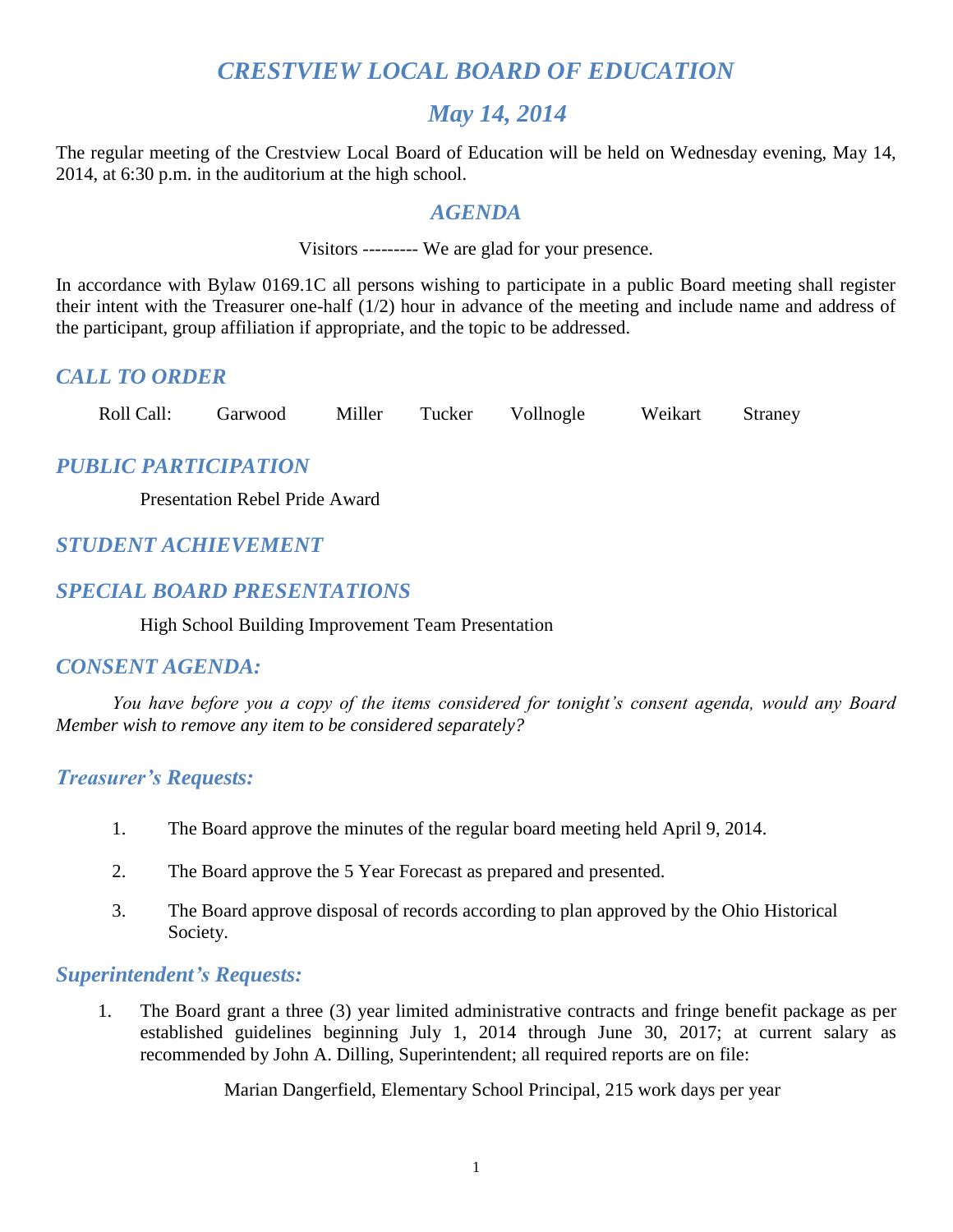# *CRESTVIEW LOCAL BOARD OF EDUCATION*

## *May 14, 2014*

The regular meeting of the Crestview Local Board of Education will be held on Wednesday evening, May 14, 2014, at 6:30 p.m. in the auditorium at the high school.

## *AGENDA*

Visitors --------- We are glad for your presence.

In accordance with Bylaw 0169.1C all persons wishing to participate in a public Board meeting shall register their intent with the Treasurer one-half (1/2) hour in advance of the meeting and include name and address of the participant, group affiliation if appropriate, and the topic to be addressed.

### *CALL TO ORDER*

Roll Call: Garwood Miller Tucker Vollnogle Weikart Straney

### *PUBLIC PARTICIPATION*

Presentation Rebel Pride Award

### *STUDENT ACHIEVEMENT*

### *SPECIAL BOARD PRESENTATIONS*

High School Building Improvement Team Presentation

### *CONSENT AGENDA:*

*You have before you a copy of the items considered for tonight's consent agenda, would any Board Member wish to remove any item to be considered separately?*

### *Treasurer's Requests:*

1. The Board approve the minutes of the regular board meeting held April 9, 2014.
2. The Board approve the 5 Year Forecast as prepared and presented.
3. The Board approve disposal of records according to plan approved by the Ohio Historical Society.

### *Superintendent's Requests:*

1. The Board grant a three (3) year limited administrative contracts and fringe benefit package as per established guidelines beginning July 1, 2014 through June 30, 2017; at current salary as recommended by John A. Dilling, Superintendent; all required reports are on file:

   Marian Dangerfield, Elementary School Principal, 215 work days per year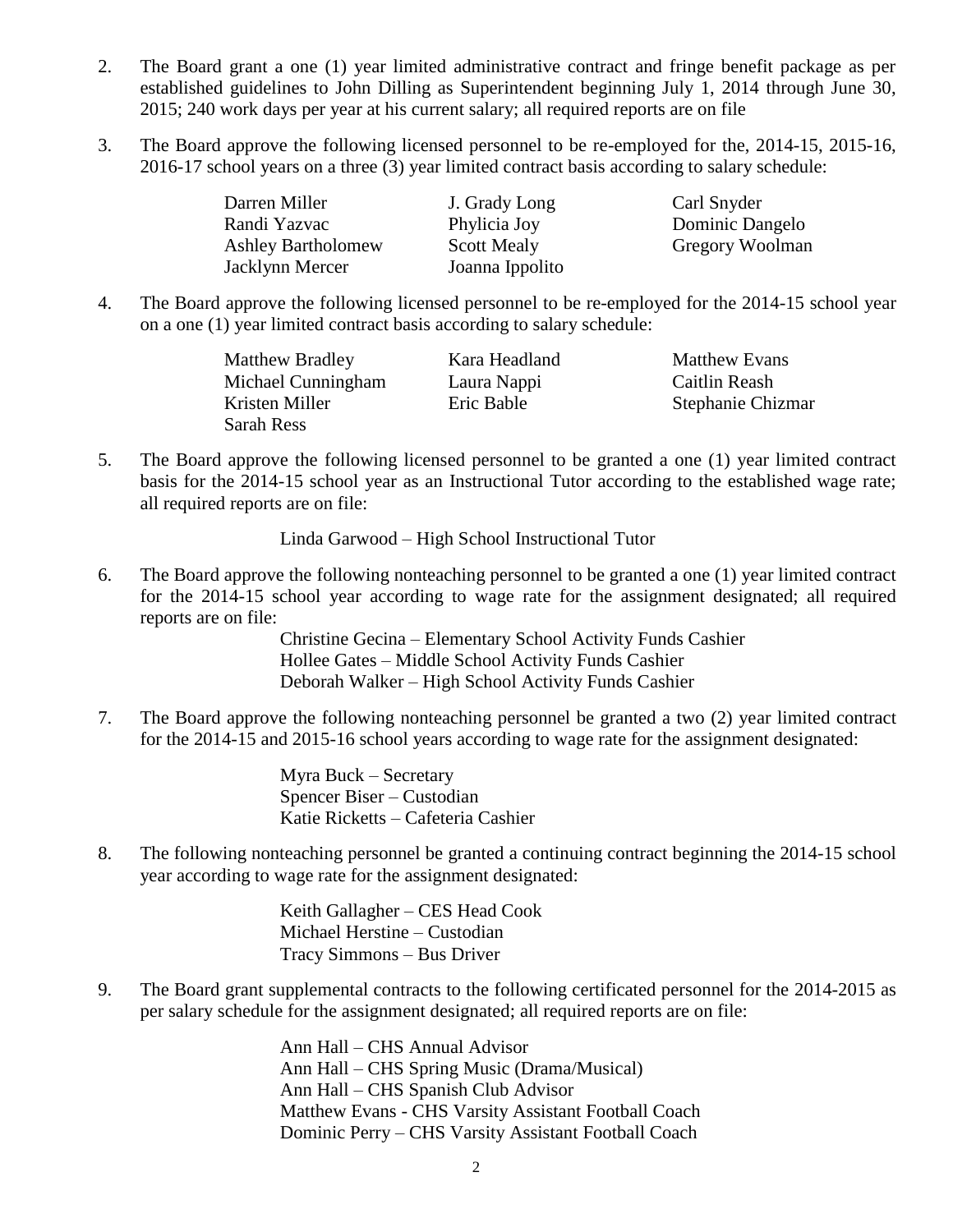2. The Board grant a one (1) year limited administrative contract and fringe benefit package as per established guidelines to John Dilling as Superintendent beginning July 1, 2014 through June 30, 2015; 240 work days per year at his current salary; all required reports are on file

3. The Board approve the following licensed personnel to be re-employed for the, 2014-15, 2015-16, 2016-17 school years on a three (3) year limited contract basis according to salary schedule:

| | | |
|---|---|---|
| Darren Miller | J. Grady Long | Carl Snyder |
| Randi Yazvac | Phylicia Joy | Dominic Dangelo |
| Ashley Bartholomew | Scott Mealy | Gregory Woolman |
| Jacklynn Mercer | Joanna Ippolito | |

4. The Board approve the following licensed personnel to be re-employed for the 2014-15 school year on a one (1) year limited contract basis according to salary schedule:

| | | |
|---|---|---|
| Matthew Bradley | Kara Headland | Matthew Evans |
| Michael Cunningham | Laura Nappi | Caitlin Reash |
| Kristen Miller | Eric Bable | Stephanie Chizmar |
| Sarah Ress | | |

5. The Board approve the following licensed personnel to be granted a one (1) year limited contract basis for the 2014-15 school year as an Instructional Tutor according to the established wage rate; all required reports are on file:

   Linda Garwood – High School Instructional Tutor

6. The Board approve the following nonteaching personnel to be granted a one (1) year limited contract for the 2014-15 school year according to wage rate for the assignment designated; all required reports are on file:

   Christine Gecina – Elementary School Activity Funds Cashier
   Hollee Gates – Middle School Activity Funds Cashier
   Deborah Walker – High School Activity Funds Cashier

7. The Board approve the following nonteaching personnel be granted a two (2) year limited contract for the 2014-15 and 2015-16 school years according to wage rate for the assignment designated:

   Myra Buck – Secretary
   Spencer Biser – Custodian
   Katie Ricketts – Cafeteria Cashier

8. The following nonteaching personnel be granted a continuing contract beginning the 2014-15 school year according to wage rate for the assignment designated:

   Keith Gallagher – CES Head Cook
   Michael Herstine – Custodian
   Tracy Simmons – Bus Driver

9. The Board grant supplemental contracts to the following certificated personnel for the 2014-2015 as per salary schedule for the assignment designated; all required reports are on file:

   Ann Hall – CHS Annual Advisor
   Ann Hall – CHS Spring Music (Drama/Musical)
   Ann Hall – CHS Spanish Club Advisor
   Matthew Evans - CHS Varsity Assistant Football Coach
   Dominic Perry – CHS Varsity Assistant Football Coach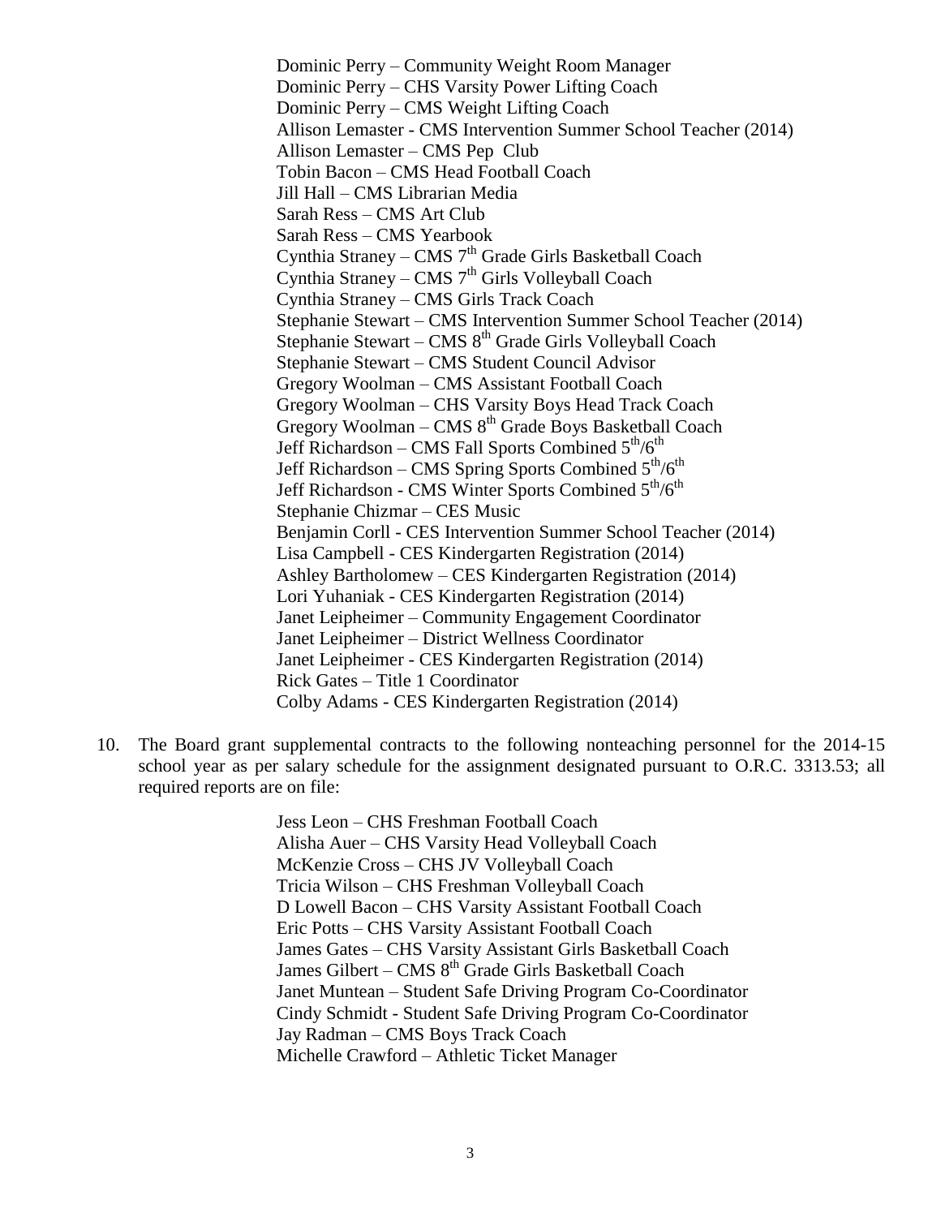Dominic Perry – Community Weight Room Manager
Dominic Perry – CHS Varsity Power Lifting Coach
Dominic Perry – CMS Weight Lifting Coach
Allison Lemaster - CMS Intervention Summer School Teacher (2014)
Allison Lemaster – CMS Pep Club
Tobin Bacon – CMS Head Football Coach
Jill Hall – CMS Librarian Media
Sarah Ress – CMS Art Club
Sarah Ress – CMS Yearbook
Cynthia Straney – CMS 7th Grade Girls Basketball Coach
Cynthia Straney – CMS 7th Girls Volleyball Coach
Cynthia Straney – CMS Girls Track Coach
Stephanie Stewart – CMS Intervention Summer School Teacher (2014)
Stephanie Stewart – CMS 8th Grade Girls Volleyball Coach
Stephanie Stewart – CMS Student Council Advisor
Gregory Woolman – CMS Assistant Football Coach
Gregory Woolman – CHS Varsity Boys Head Track Coach
Gregory Woolman – CMS 8th Grade Boys Basketball Coach
Jeff Richardson – CMS Fall Sports Combined 5th/6th
Jeff Richardson – CMS Spring Sports Combined 5th/6th
Jeff Richardson - CMS Winter Sports Combined 5th/6th
Stephanie Chizmar – CES Music
Benjamin Corll - CES Intervention Summer School Teacher (2014)
Lisa Campbell - CES Kindergarten Registration (2014)
Ashley Bartholomew – CES Kindergarten Registration (2014)
Lori Yuhaniak - CES Kindergarten Registration (2014)
Janet Leipheimer – Community Engagement Coordinator
Janet Leipheimer – District Wellness Coordinator
Janet Leipheimer - CES Kindergarten Registration (2014)
Rick Gates – Title 1 Coordinator
Colby Adams - CES Kindergarten Registration (2014)

10. The Board grant supplemental contracts to the following nonteaching personnel for the 2014-15 school year as per salary schedule for the assignment designated pursuant to O.R.C. 3313.53; all required reports are on file:

Jess Leon – CHS Freshman Football Coach
Alisha Auer – CHS Varsity Head Volleyball Coach
McKenzie Cross – CHS JV Volleyball Coach
Tricia Wilson – CHS Freshman Volleyball Coach
D Lowell Bacon – CHS Varsity Assistant Football Coach
Eric Potts – CHS Varsity Assistant Football Coach
James Gates – CHS Varsity Assistant Girls Basketball Coach
James Gilbert – CMS 8th Grade Girls Basketball Coach
Janet Muntean – Student Safe Driving Program Co-Coordinator
Cindy Schmidt - Student Safe Driving Program Co-Coordinator
Jay Radman – CMS Boys Track Coach
Michelle Crawford – Athletic Ticket Manager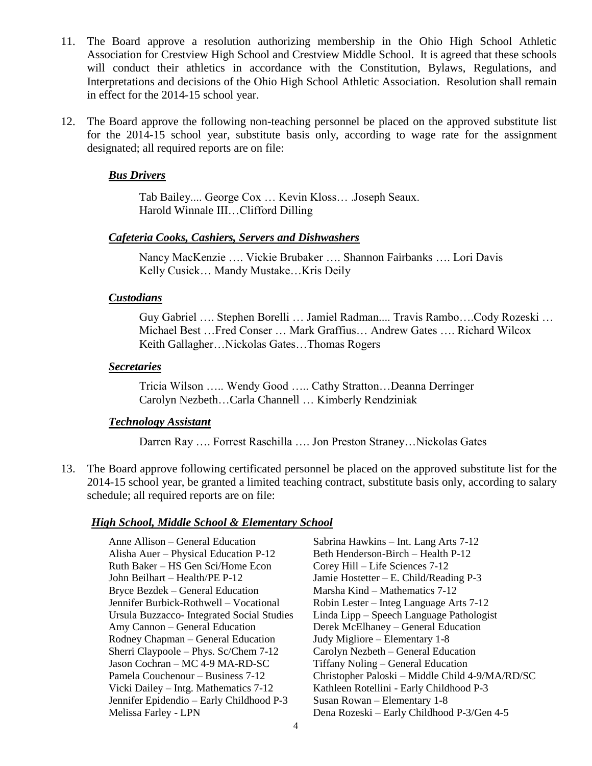11. The Board approve a resolution authorizing membership in the Ohio High School Athletic Association for Crestview High School and Crestview Middle School. It is agreed that these schools will conduct their athletics in accordance with the Constitution, Bylaws, Regulations, and Interpretations and decisions of the Ohio High School Athletic Association. Resolution shall remain in effect for the 2014-15 school year.

12. The Board approve the following non-teaching personnel be placed on the approved substitute list for the 2014-15 school year, substitute basis only, according to wage rate for the assignment designated; all required reports are on file:

***Bus Drivers***

Tab Bailey.... George Cox … Kevin Kloss… .Joseph Seaux.
Harold Winnale III…Clifford Dilling

***Cafeteria Cooks, Cashiers, Servers and Dishwashers***

Nancy MacKenzie …. Vickie Brubaker …. Shannon Fairbanks …. Lori Davis
Kelly Cusick… Mandy Mustake…Kris Deily

***Custodians***

Guy Gabriel …. Stephen Borelli … Jamiel Radman.... Travis Rambo….Cody Rozeski …
Michael Best …Fred Conser … Mark Graffius… Andrew Gates …. Richard Wilcox
Keith Gallagher…Nickolas Gates…Thomas Rogers

***Secretaries***

Tricia Wilson ….. Wendy Good ….. Cathy Stratton…Deanna Derringer
Carolyn Nezbeth…Carla Channell … Kimberly Rendziniak

***Technology Assistant***

Darren Ray …. Forrest Raschilla …. Jon Preston Straney…Nickolas Gates

13. The Board approve following certificated personnel be placed on the approved substitute list for the 2014-15 school year, be granted a limited teaching contract, substitute basis only, according to salary schedule; all required reports are on file:

***High School, Middle School & Elementary School***

Anne Allison – General Education
Alisha Auer – Physical Education P-12
Ruth Baker – HS Gen Sci/Home Econ
John Beilhart – Health/PE P-12
Bryce Bezdek – General Education
Jennifer Burbick-Rothwell – Vocational
Ursula Buzzacco- Integrated Social Studies
Amy Cannon – General Education
Rodney Chapman – General Education
Sherri Claypoole – Phys. Sc/Chem 7-12
Jason Cochran – MC 4-9 MA-RD-SC
Pamela Couchenour – Business 7-12
Vicki Dailey – Intg. Mathematics 7-12
Jennifer Epidendio – Early Childhood P-3
Melissa Farley - LPN
Sabrina Hawkins – Int. Lang Arts 7-12
Beth Henderson-Birch – Health P-12
Corey Hill – Life Sciences 7-12
Jamie Hostetter – E. Child/Reading P-3
Marsha Kind – Mathematics 7-12
Robin Lester – Integ Language Arts 7-12
Linda Lipp – Speech Language Pathologist
Derek McElhaney – General Education
Judy Migliore – Elementary 1-8
Carolyn Nezbeth – General Education
Tiffany Noling – General Education
Christopher Paloski – Middle Child 4-9/MA/RD/SC
Kathleen Rotellini - Early Childhood P-3
Susan Rowan – Elementary 1-8
Dena Rozeski – Early Childhood P-3/Gen 4-5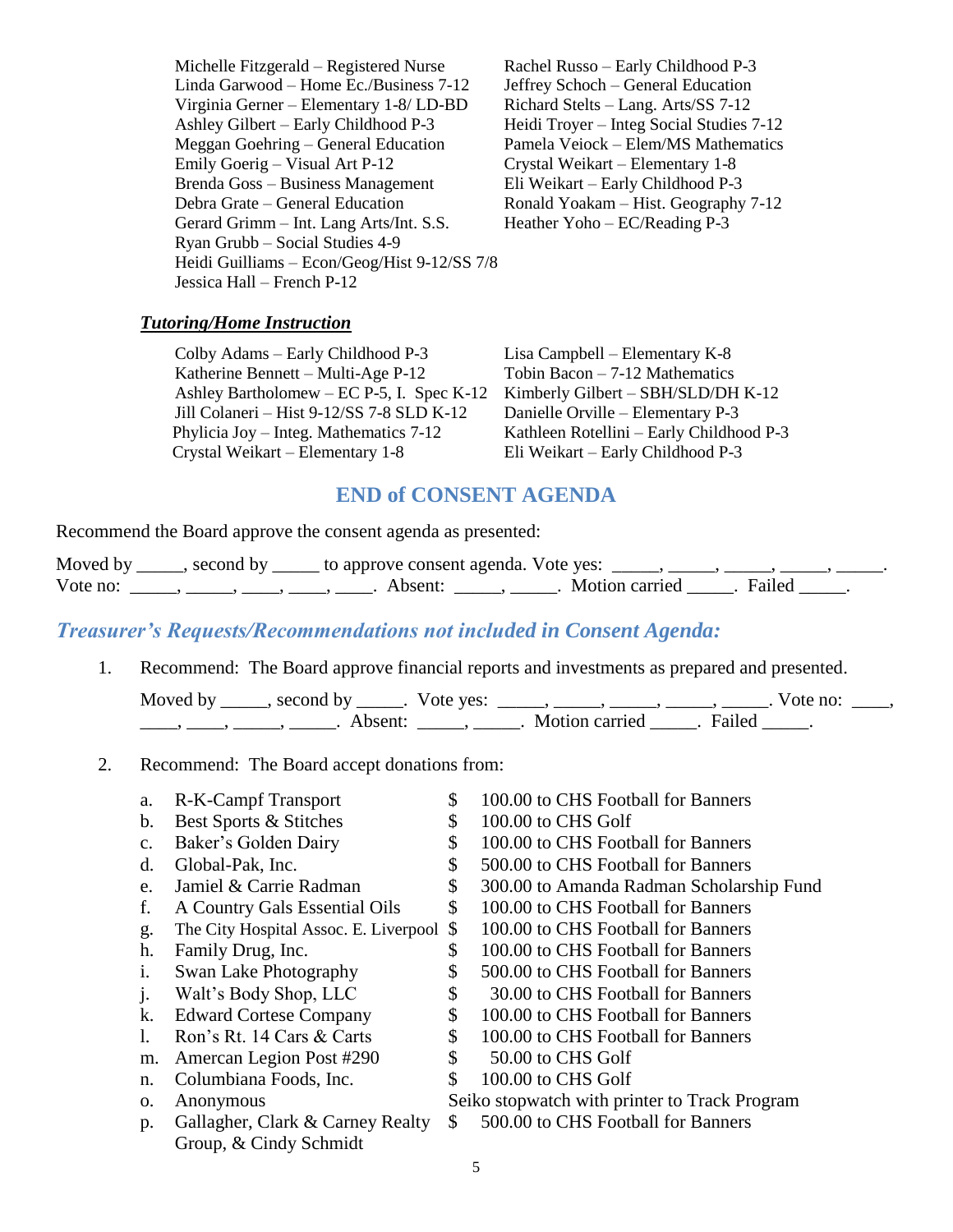Michelle Fitzgerald – Registered Nurse
Linda Garwood – Home Ec./Business 7-12
Virginia Gerner – Elementary 1-8/ LD-BD
Ashley Gilbert – Early Childhood P-3
Meggan Goehring – General Education
Emily Goerig – Visual Art P-12
Brenda Goss – Business Management
Debra Grate – General Education
Gerard Grimm – Int. Lang Arts/Int. S.S.
Ryan Grubb – Social Studies 4-9
Heidi Guilliams – Econ/Geog/Hist 9-12/SS 7/8
Jessica Hall – French P-12
Rachel Russo – Early Childhood P-3
Jeffrey Schoch – General Education
Richard Stelts – Lang. Arts/SS 7-12
Heidi Troyer – Integ Social Studies 7-12
Pamela Veiock – Elem/MS Mathematics
Crystal Weikart – Elementary 1-8
Eli Weikart – Early Childhood P-3
Ronald Yoakam – Hist. Geography 7-12
Heather Yoho – EC/Reading P-3

***Tutoring/Home Instruction***

Colby Adams – Early Childhood P-3
Katherine Bennett – Multi-Age P-12
Ashley Bartholomew – EC P-5, I. Spec K-12
Jill Colaneri – Hist 9-12/SS 7-8 SLD K-12
Phylicia Joy – Integ. Mathematics 7-12
Crystal Weikart – Elementary 1-8
Lisa Campbell – Elementary K-8
Tobin Bacon – 7-12 Mathematics
Kimberly Gilbert – SBH/SLD/DH K-12
Danielle Orville – Elementary P-3
Kathleen Rotellini – Early Childhood P-3
Eli Weikart – Early Childhood P-3

## END of CONSENT AGENDA

Recommend the Board approve the consent agenda as presented:

Moved by _____, second by _____ to approve consent agenda. Vote yes: _____, _____, _____, _____, _____. Vote no: _____, _____, ____, ____, ____. Absent: _____, _____. Motion carried _____. Failed _____.

## *Treasurer's Requests/Recommendations not included in Consent Agenda:*

1. Recommend: The Board approve financial reports and investments as prepared and presented.

   Moved by _____, second by _____. Vote yes: _____, _____, _____, _____, _____. Vote no: ____, ____, ____, _____, _____. Absent: _____, _____. Motion carried _____. Failed _____.

2. Recommend: The Board accept donations from:

   a. R-K-Campf Transport — $ 100.00 to CHS Football for Banners
   b. Best Sports & Stitches — $ 100.00 to CHS Golf
   c. Baker's Golden Dairy — $ 100.00 to CHS Football for Banners
   d. Global-Pak, Inc. — $ 500.00 to CHS Football for Banners
   e. Jamiel & Carrie Radman — $ 300.00 to Amanda Radman Scholarship Fund
   f. A Country Gals Essential Oils — $ 100.00 to CHS Football for Banners
   g. The City Hospital Assoc. E. Liverpool — $ 100.00 to CHS Football for Banners
   h. Family Drug, Inc. — $ 100.00 to CHS Football for Banners
   i. Swan Lake Photography — $ 500.00 to CHS Football for Banners
   j. Walt's Body Shop, LLC — $ 30.00 to CHS Football for Banners
   k. Edward Cortese Company — $ 100.00 to CHS Football for Banners
   l. Ron's Rt. 14 Cars & Carts — $ 100.00 to CHS Football for Banners
   m. Amercan Legion Post #290 — $ 50.00 to CHS Golf
   n. Columbiana Foods, Inc. — $ 100.00 to CHS Golf
   o. Anonymous — Seiko stopwatch with printer to Track Program
   p. Gallagher, Clark & Carney Realty Group, & Cindy Schmidt — $ 500.00 to CHS Football for Banners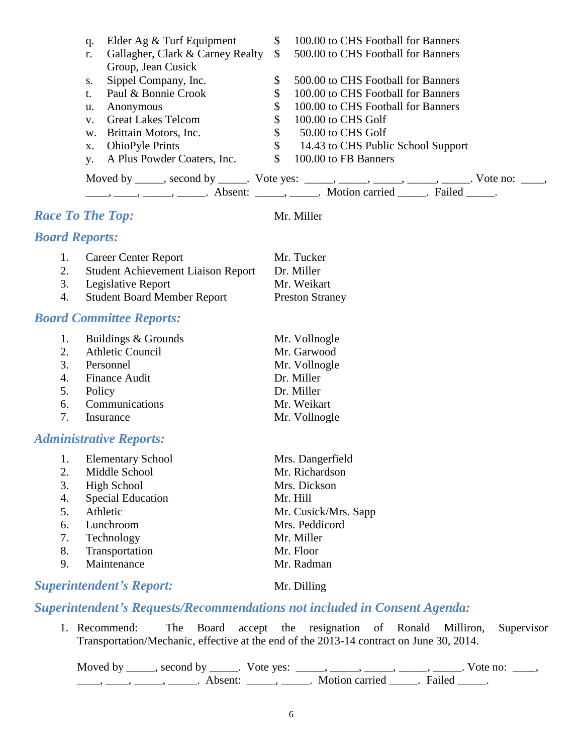q. Elder Ag & Turf Equipment — $ 100.00 to CHS Football for Banners
r. Gallagher, Clark & Carney Realty Group, Jean Cusick — $ 500.00 to CHS Football for Banners
s. Sippel Company, Inc. — $ 500.00 to CHS Football for Banners
t. Paul & Bonnie Crook — $ 100.00 to CHS Football for Banners
u. Anonymous — $ 100.00 to CHS Football for Banners
v. Great Lakes Telcom — $ 100.00 to CHS Golf
w. Brittain Motors, Inc. — $ 50.00 to CHS Golf
x. OhioPyle Prints — $ 14.43 to CHS Public School Support
y. A Plus Powder Coaters, Inc. — $ 100.00 to FB Banners

Moved by _____, second by _____. Vote yes: _____, _____, _____, _____, _____. Vote no: ____, ____, ____, _____, _____. Absent: _____, _____. Motion carried _____. Failed _____.

## *Race To The Top:* Mr. Miller

## *Board Reports:*

1. Career Center Report — Mr. Tucker
2. Student Achievement Liaison Report — Dr. Miller
3. Legislative Report — Mr. Weikart
4. Student Board Member Report — Preston Straney

## *Board Committee Reports:*

1. Buildings & Grounds — Mr. Vollnogle
2. Athletic Council — Mr. Garwood
3. Personnel — Mr. Vollnogle
4. Finance Audit — Dr. Miller
5. Policy — Dr. Miller
6. Communications — Mr. Weikart
7. Insurance — Mr. Vollnogle

## *Administrative Reports:*

1. Elementary School — Mrs. Dangerfield
2. Middle School — Mr. Richardson
3. High School — Mrs. Dickson
4. Special Education — Mr. Hill
5. Athletic — Mr. Cusick/Mrs. Sapp
6. Lunchroom — Mrs. Peddicord
7. Technology — Mr. Miller
8. Transportation — Mr. Floor
9. Maintenance — Mr. Radman

## *Superintendent's Report:* Mr. Dilling

## *Superintendent's Requests/Recommendations not included in Consent Agenda:*

1. Recommend: The Board accept the resignation of Ronald Milliron, Supervisor Transportation/Mechanic, effective at the end of the 2013-14 contract on June 30, 2014.

   Moved by _____, second by _____. Vote yes: _____, _____, _____, _____, _____. Vote no: ____, ____, ____, _____, _____. Absent: _____, _____. Motion carried _____. Failed _____.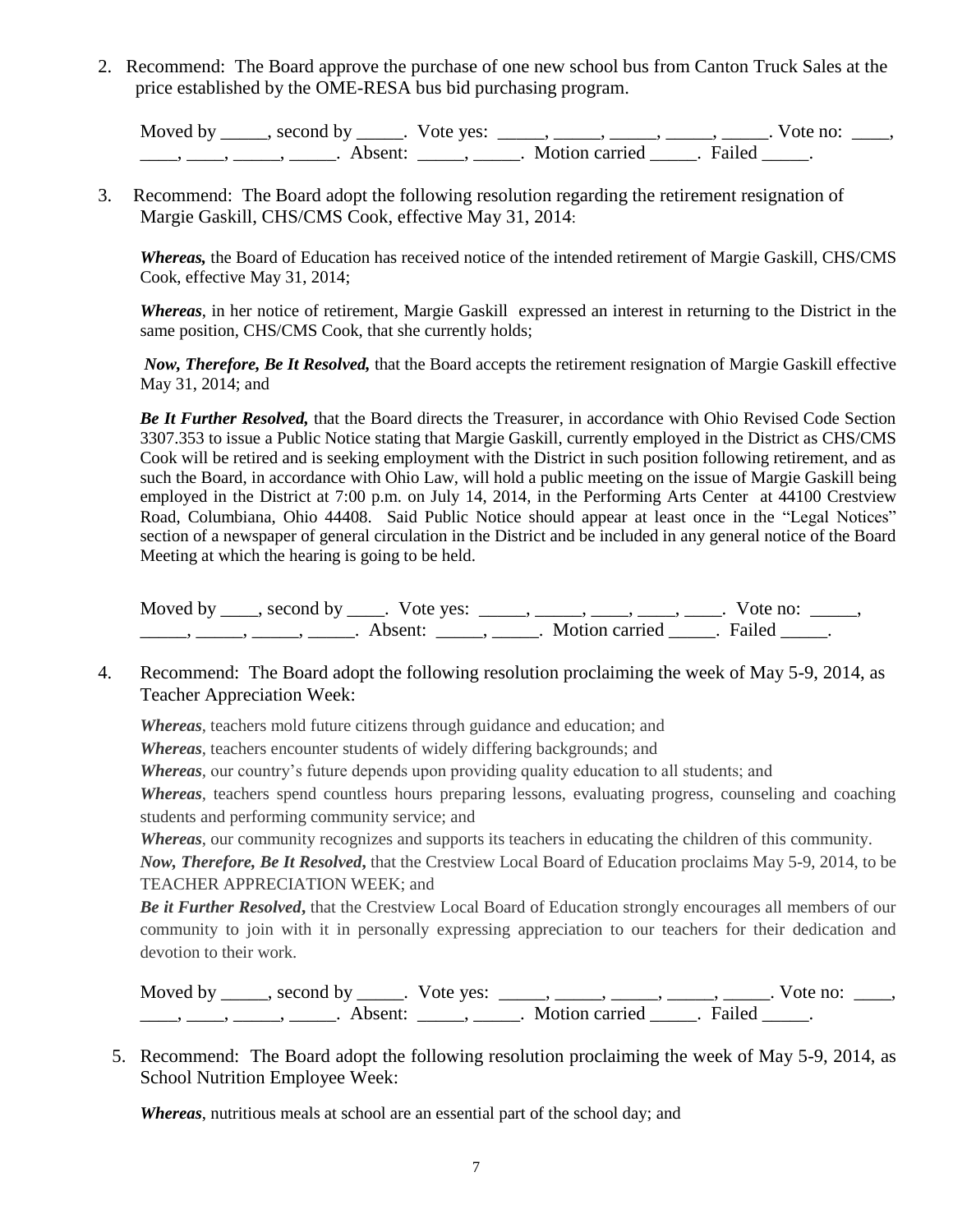2. Recommend: The Board approve the purchase of one new school bus from Canton Truck Sales at the price established by the OME-RESA bus bid purchasing program.

Moved by _____, second by _____. Vote yes: _____, _____, _____, _____, _____. Vote no: ____, ____, ____, _____, _____. Absent: _____, _____. Motion carried _____. Failed _____.

3. Recommend: The Board adopt the following resolution regarding the retirement resignation of Margie Gaskill, CHS/CMS Cook, effective May 31, 2014:

***Whereas,*** the Board of Education has received notice of the intended retirement of Margie Gaskill, CHS/CMS Cook, effective May 31, 2014;

***Whereas***, in her notice of retirement, Margie Gaskill expressed an interest in returning to the District in the same position, CHS/CMS Cook, that she currently holds;

***Now, Therefore, Be It Resolved,*** that the Board accepts the retirement resignation of Margie Gaskill effective May 31, 2014; and

***Be It Further Resolved,*** that the Board directs the Treasurer, in accordance with Ohio Revised Code Section 3307.353 to issue a Public Notice stating that Margie Gaskill, currently employed in the District as CHS/CMS Cook will be retired and is seeking employment with the District in such position following retirement, and as such the Board, in accordance with Ohio Law, will hold a public meeting on the issue of Margie Gaskill being employed in the District at 7:00 p.m. on July 14, 2014, in the Performing Arts Center at 44100 Crestview Road, Columbiana, Ohio 44408. Said Public Notice should appear at least once in the "Legal Notices" section of a newspaper of general circulation in the District and be included in any general notice of the Board Meeting at which the hearing is going to be held.

Moved by ____, second by ____. Vote yes: _____, _____, ____, ____, ____. Vote no: _____, _____, _____, _____, _____. Absent: _____, _____. Motion carried _____. Failed _____.

4. Recommend: The Board adopt the following resolution proclaiming the week of May 5-9, 2014, as Teacher Appreciation Week:

***Whereas***, teachers mold future citizens through guidance and education; and

***Whereas***, teachers encounter students of widely differing backgrounds; and

***Whereas***, our country's future depends upon providing quality education to all students; and

***Whereas***, teachers spend countless hours preparing lessons, evaluating progress, counseling and coaching students and performing community service; and

***Whereas***, our community recognizes and supports its teachers in educating the children of this community.

***Now, Therefore, Be It Resolved***, that the Crestview Local Board of Education proclaims May 5-9, 2014, to be TEACHER APPRECIATION WEEK; and

***Be it Further Resolved***, that the Crestview Local Board of Education strongly encourages all members of our community to join with it in personally expressing appreciation to our teachers for their dedication and devotion to their work.

Moved by _____, second by _____. Vote yes: _____, _____, _____, _____, _____. Vote no: ____, ____, ____, _____, _____. Absent: _____, _____. Motion carried _____. Failed _____.

5. Recommend: The Board adopt the following resolution proclaiming the week of May 5-9, 2014, as School Nutrition Employee Week:

***Whereas***, nutritious meals at school are an essential part of the school day; and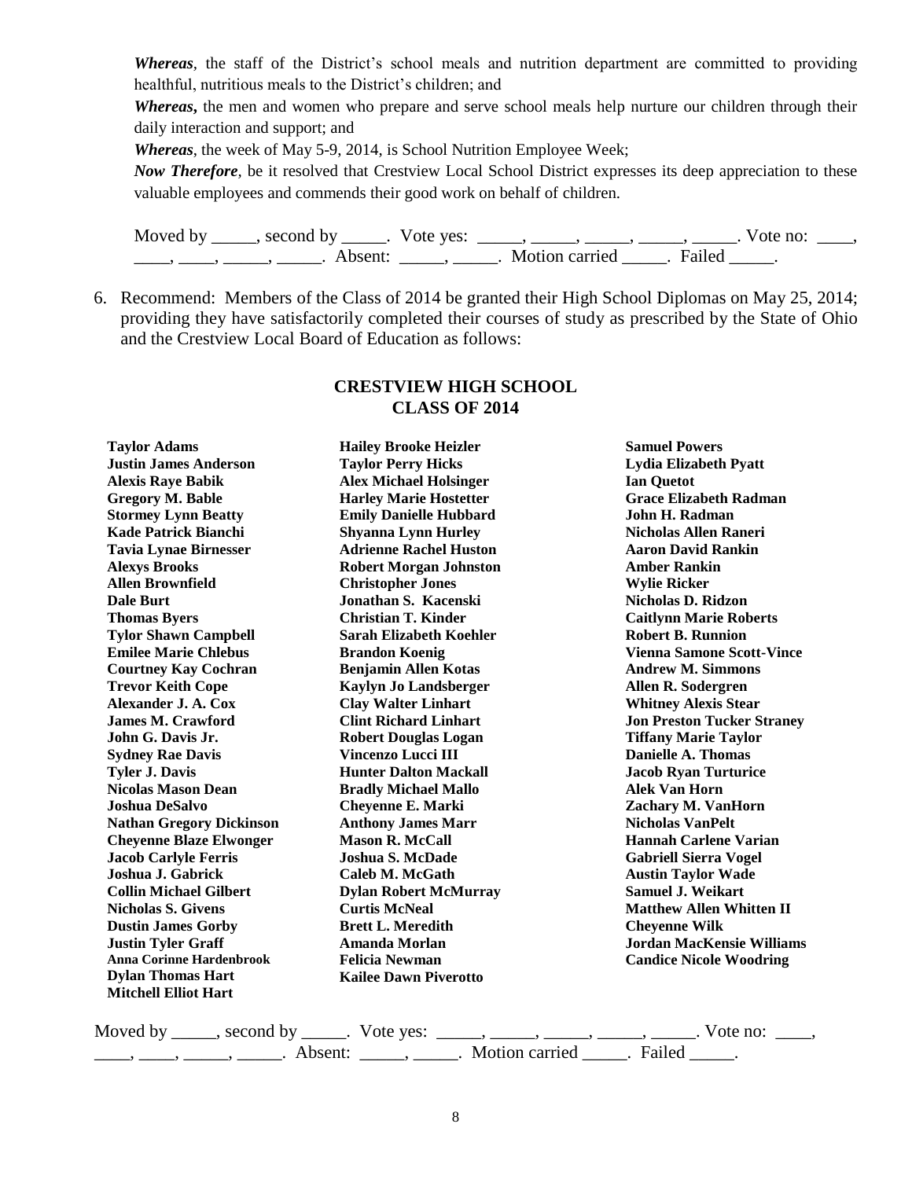*Whereas*, the staff of the District's school meals and nutrition department are committed to providing healthful, nutritious meals to the District's children; and

***Whereas*,** the men and women who prepare and serve school meals help nurture our children through their daily interaction and support; and

*Whereas*, the week of May 5-9, 2014, is School Nutrition Employee Week;

*Now Therefore*, be it resolved that Crestview Local School District expresses its deep appreciation to these valuable employees and commends their good work on behalf of children.

Moved by _____, second by _____. Vote yes: _____, _____, _____, _____, _____. Vote no: ____, ____, ____, _____, _____. Absent: _____, _____. Motion carried _____. Failed _____.

6. Recommend: Members of the Class of 2014 be granted their High School Diplomas on May 25, 2014; providing they have satisfactorily completed their courses of study as prescribed by the State of Ohio and the Crestview Local Board of Education as follows:

## CRESTVIEW HIGH SCHOOL
## CLASS OF 2014

**Taylor Adams**
**Justin James Anderson**
**Alexis Raye Babik**
**Gregory M. Bable**
**Stormey Lynn Beatty**
**Kade Patrick Bianchi**
**Tavia Lynae Birnesser**
**Alexys Brooks**
**Allen Brownfield**
**Dale Burt**
**Thomas Byers**
**Tylor Shawn Campbell**
**Emilee Marie Chlebus**
**Courtney Kay Cochran**
**Trevor Keith Cope**
**Alexander J. A. Cox**
**James M. Crawford**
**John G. Davis Jr.**
**Sydney Rae Davis**
**Tyler J. Davis**
**Nicolas Mason Dean**
**Joshua DeSalvo**
**Nathan Gregory Dickinson**
**Cheyenne Blaze Elwonger**
**Jacob Carlyle Ferris**
**Joshua J. Gabrick**
**Collin Michael Gilbert**
**Nicholas S. Givens**
**Dustin James Gorby**
**Justin Tyler Graff**
**Anna Corinne Hardenbrook**
**Dylan Thomas Hart**
**Mitchell Elliot Hart**
**Hailey Brooke Heizler**
**Taylor Perry Hicks**
**Alex Michael Holsinger**
**Harley Marie Hostetter**
**Emily Danielle Hubbard**
**Shyanna Lynn Hurley**
**Adrienne Rachel Huston**
**Robert Morgan Johnston**
**Christopher Jones**
**Jonathan S. Kacenski**
**Christian T. Kinder**
**Sarah Elizabeth Koehler**
**Brandon Koenig**
**Benjamin Allen Kotas**
**Kaylyn Jo Landsberger**
**Clay Walter Linhart**
**Clint Richard Linhart**
**Robert Douglas Logan**
**Vincenzo Lucci III**
**Hunter Dalton Mackall**
**Bradly Michael Mallo**
**Cheyenne E. Marki**
**Anthony James Marr**
**Mason R. McCall**
**Joshua S. McDade**
**Caleb M. McGath**
**Dylan Robert McMurray**
**Curtis McNeal**
**Brett L. Meredith**
**Amanda Morlan**
**Felicia Newman**
**Kailee Dawn Piverotto**
**Samuel Powers**
**Lydia Elizabeth Pyatt**
**Ian Quetot**
**Grace Elizabeth Radman**
**John H. Radman**
**Nicholas Allen Raneri**
**Aaron David Rankin**
**Amber Rankin**
**Wylie Ricker**
**Nicholas D. Ridzon**
**Caitlynn Marie Roberts**
**Robert B. Runnion**
**Vienna Samone Scott-Vince**
**Andrew M. Simmons**
**Allen R. Sodergren**
**Whitney Alexis Stear**
**Jon Preston Tucker Straney**
**Tiffany Marie Taylor**
**Danielle A. Thomas**
**Jacob Ryan Turturice**
**Alek Van Horn**
**Zachary M. VanHorn**
**Nicholas VanPelt**
**Hannah Carlene Varian**
**Gabriell Sierra Vogel**
**Austin Taylor Wade**
**Samuel J. Weikart**
**Matthew Allen Whitten II**
**Cheyenne Wilk**
**Jordan MacKensie Williams**
**Candice Nicole Woodring**

Moved by _____, second by _____. Vote yes: _____, _____, _____, _____, _____. Vote no: ____, ____, ____, _____, _____. Absent: _____, _____. Motion carried _____. Failed _____.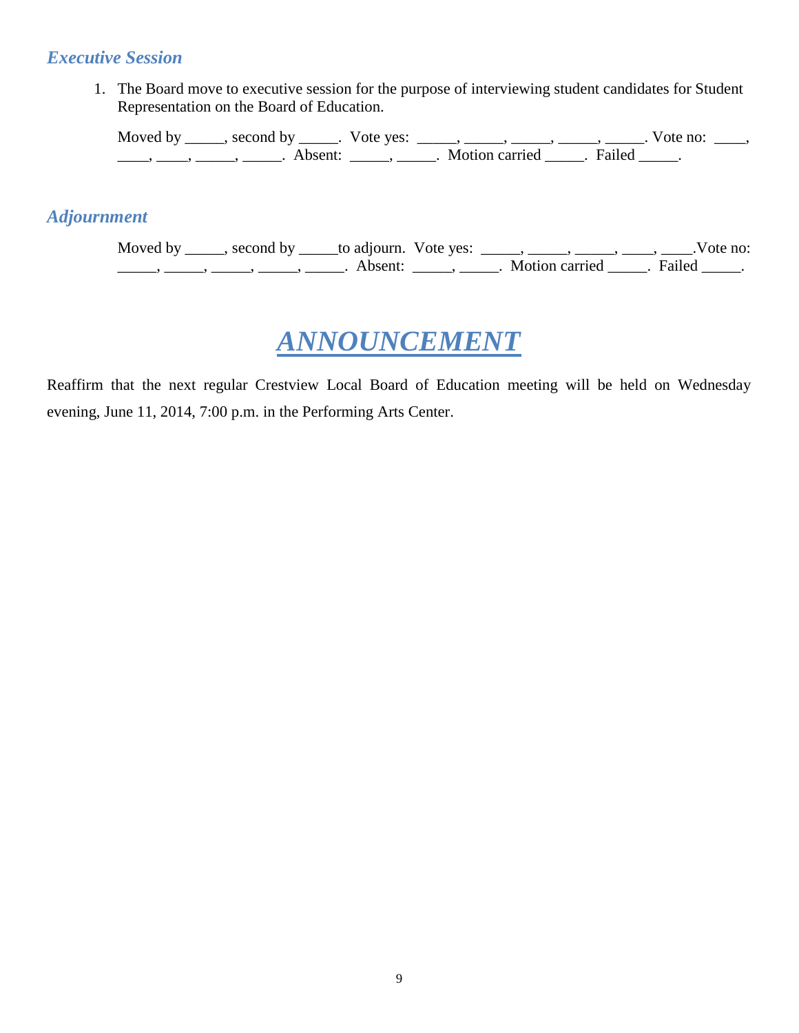### *Executive Session*

1. The Board move to executive session for the purpose of interviewing student candidates for Student Representation on the Board of Education.

   Moved by _____, second by _____. Vote yes: _____, _____, _____, _____, _____. Vote no: ____, ____, ____, _____, _____. Absent: _____, _____. Motion carried _____. Failed _____.

### *Adjournment*

Moved by _____, second by _____to adjourn. Vote yes: _____, _____, _____, ____, ____.Vote no: _____, _____, _____, _____, _____. Absent: _____, _____. Motion carried _____. Failed _____.

# *ANNOUNCEMENT*

Reaffirm that the next regular Crestview Local Board of Education meeting will be held on Wednesday evening, June 11, 2014, 7:00 p.m. in the Performing Arts Center.